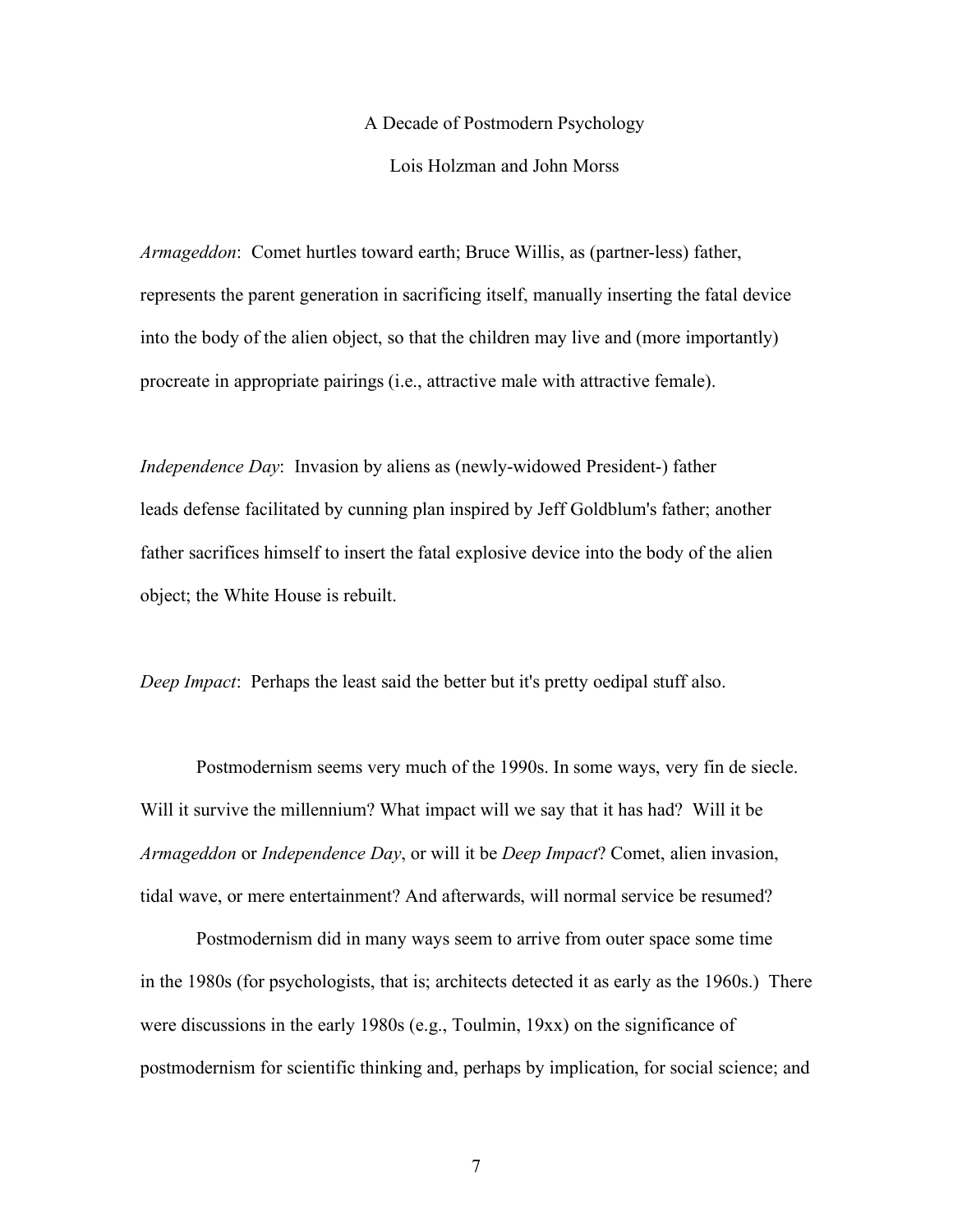# A Decade of Postmodern Psychology

Lois Holzman and John Morss

*Armageddon*: Comet hurtles toward earth; Bruce Willis, as (partner-less) father, represents the parent generation in sacrificing itself, manually inserting the fatal device into the body of the alien object, so that the children may live and (more importantly) procreate in appropriate pairings (i.e., attractive male with attractive female).

*Independence Day*: Invasion by aliens as (newly-widowed President-) father leads defense facilitated by cunning plan inspired by Jeff Goldblum's father; another father sacrifices himself to insert the fatal explosive device into the body of the alien object; the White House is rebuilt.

*Deep Impact*: Perhaps the least said the better but it's pretty oedipal stuff also.

Postmodernism seems very much of the 1990s. In some ways, very fin de siecle. Will it survive the millennium? What impact will we say that it has had? Will it be *Armageddon* or *Independence Day*, or will it be *Deep Impact*? Comet, alien invasion, tidal wave, or mere entertainment? And afterwards, will normal service be resumed?

Postmodernism did in many ways seem to arrive from outer space some time in the 1980s (for psychologists, that is; architects detected it as early as the 1960s.) There were discussions in the early 1980s (e.g., Toulmin, 19xx) on the significance of postmodernism for scientific thinking and, perhaps by implication, for social science; and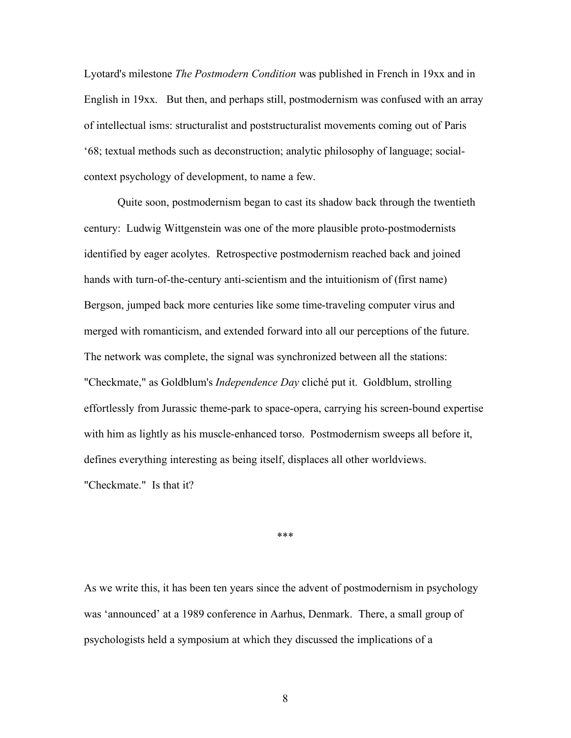Lyotard's milestone *The Postmodern Condition* was published in French in 19xx and in English in 19xx. But then, and perhaps still, postmodernism was confused with an array of intellectual isms: structuralist and poststructuralist movements coming out of Paris '68; textual methods such as deconstruction; analytic philosophy of language; social-context psychology of development, to name a few.

Quite soon, postmodernism began to cast its shadow back through the twentieth century: Ludwig Wittgenstein was one of the more plausible proto-postmodernists identified by eager acolytes. Retrospective postmodernism reached back and joined hands with turn-of-the-century anti-scientism and the intuitionism of (first name) Bergson, jumped back more centuries like some time-traveling computer virus and merged with romanticism, and extended forward into all our perceptions of the future. The network was complete, the signal was synchronized between all the stations: "Checkmate," as Goldblum's *Independence Day* cliché put it. Goldblum, strolling effortlessly from Jurassic theme-park to space-opera, carrying his screen-bound expertise with him as lightly as his muscle-enhanced torso. Postmodernism sweeps all before it, defines everything interesting as being itself, displaces all other worldviews. "Checkmate." Is that it?

***

As we write this, it has been ten years since the advent of postmodernism in psychology was 'announced' at a 1989 conference in Aarhus, Denmark. There, a small group of psychologists held a symposium at which they discussed the implications of a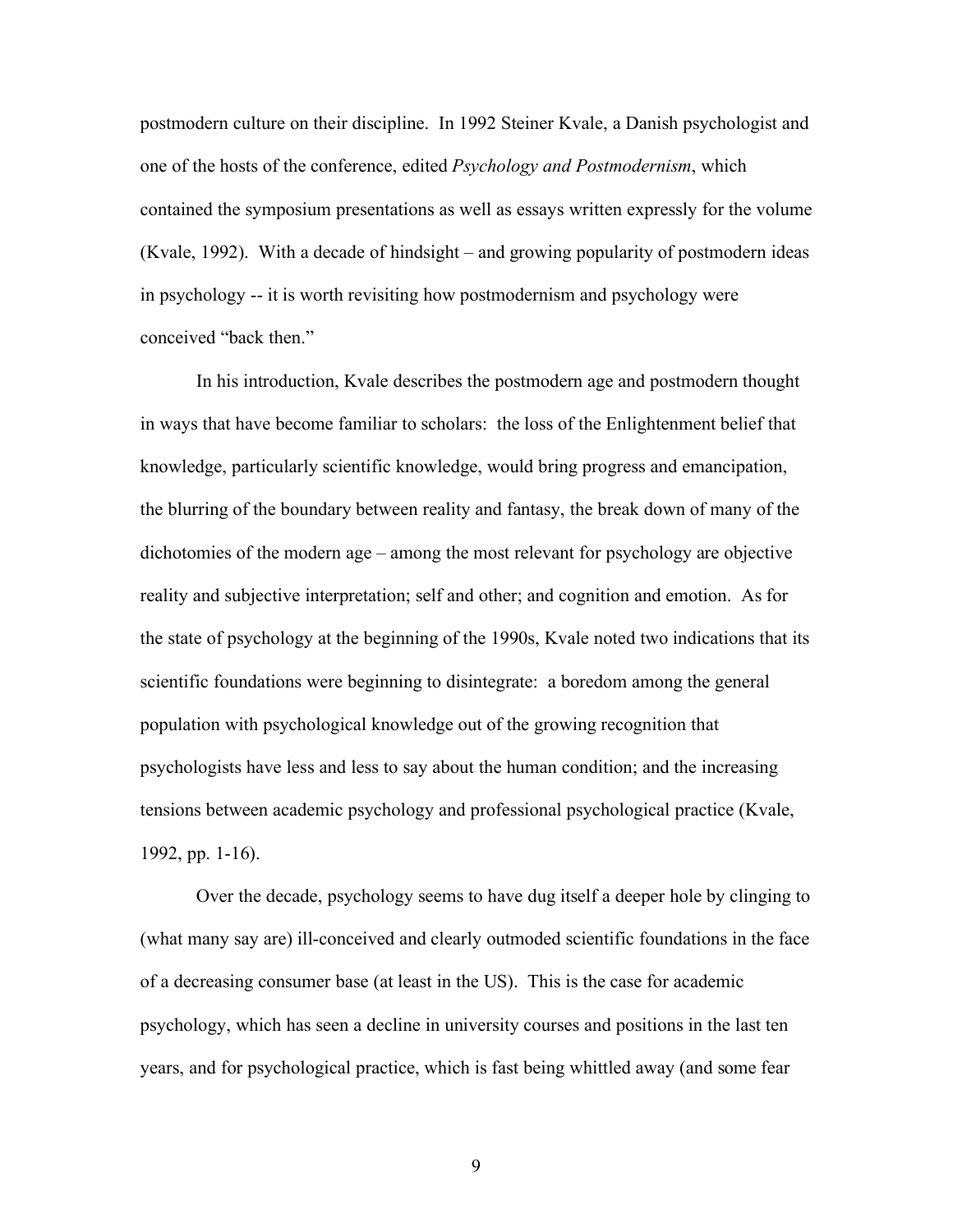postmodern culture on their discipline. In 1992 Steiner Kvale, a Danish psychologist and one of the hosts of the conference, edited *Psychology and Postmodernism*, which contained the symposium presentations as well as essays written expressly for the volume (Kvale, 1992). With a decade of hindsight – and growing popularity of postmodern ideas in psychology -- it is worth revisiting how postmodernism and psychology were conceived "back then."

In his introduction, Kvale describes the postmodern age and postmodern thought in ways that have become familiar to scholars: the loss of the Enlightenment belief that knowledge, particularly scientific knowledge, would bring progress and emancipation, the blurring of the boundary between reality and fantasy, the break down of many of the dichotomies of the modern age – among the most relevant for psychology are objective reality and subjective interpretation; self and other; and cognition and emotion. As for the state of psychology at the beginning of the 1990s, Kvale noted two indications that its scientific foundations were beginning to disintegrate: a boredom among the general population with psychological knowledge out of the growing recognition that psychologists have less and less to say about the human condition; and the increasing tensions between academic psychology and professional psychological practice (Kvale, 1992, pp. 1-16).

Over the decade, psychology seems to have dug itself a deeper hole by clinging to (what many say are) ill-conceived and clearly outmoded scientific foundations in the face of a decreasing consumer base (at least in the US). This is the case for academic psychology, which has seen a decline in university courses and positions in the last ten years, and for psychological practice, which is fast being whittled away (and some fear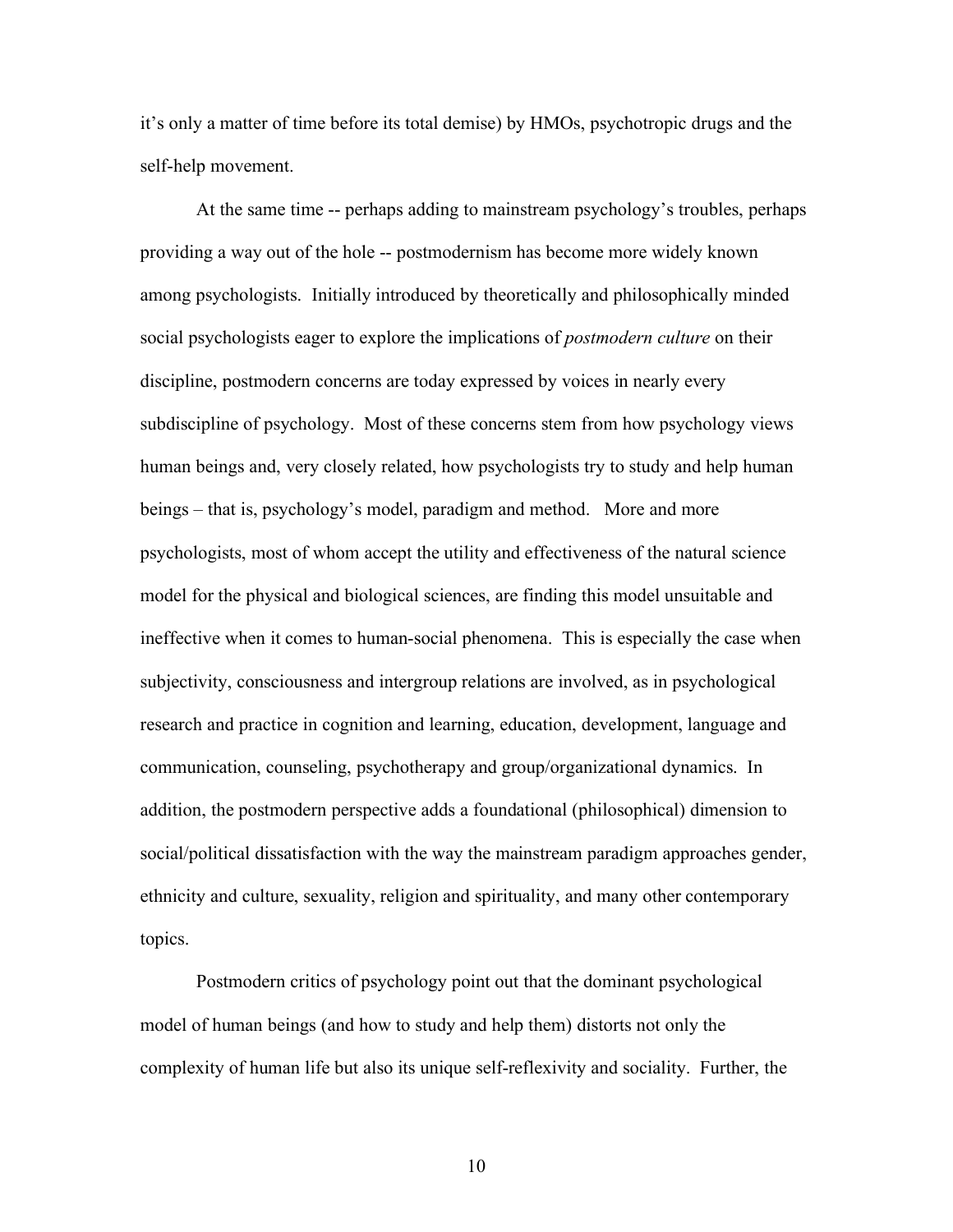it's only a matter of time before its total demise) by HMOs, psychotropic drugs and the self-help movement.

At the same time -- perhaps adding to mainstream psychology's troubles, perhaps providing a way out of the hole -- postmodernism has become more widely known among psychologists. Initially introduced by theoretically and philosophically minded social psychologists eager to explore the implications of *postmodern culture* on their discipline, postmodern concerns are today expressed by voices in nearly every subdiscipline of psychology. Most of these concerns stem from how psychology views human beings and, very closely related, how psychologists try to study and help human beings – that is, psychology's model, paradigm and method. More and more psychologists, most of whom accept the utility and effectiveness of the natural science model for the physical and biological sciences, are finding this model unsuitable and ineffective when it comes to human-social phenomena. This is especially the case when subjectivity, consciousness and intergroup relations are involved, as in psychological research and practice in cognition and learning, education, development, language and communication, counseling, psychotherapy and group/organizational dynamics. In addition, the postmodern perspective adds a foundational (philosophical) dimension to social/political dissatisfaction with the way the mainstream paradigm approaches gender, ethnicity and culture, sexuality, religion and spirituality, and many other contemporary topics.

Postmodern critics of psychology point out that the dominant psychological model of human beings (and how to study and help them) distorts not only the complexity of human life but also its unique self-reflexivity and sociality. Further, the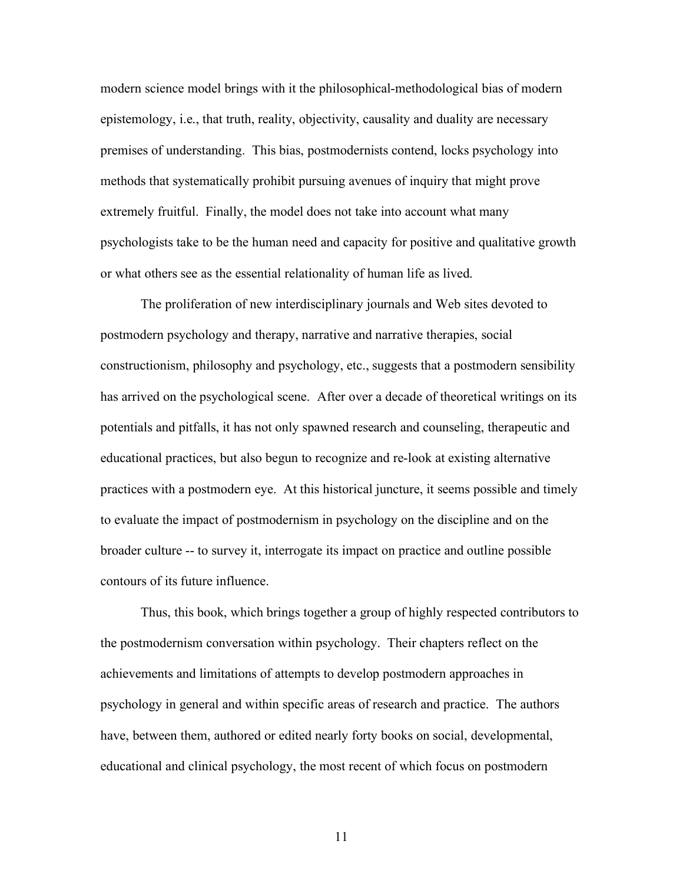modern science model brings with it the philosophical-methodological bias of modern epistemology, i.e., that truth, reality, objectivity, causality and duality are necessary premises of understanding. This bias, postmodernists contend, locks psychology into methods that systematically prohibit pursuing avenues of inquiry that might prove extremely fruitful. Finally, the model does not take into account what many psychologists take to be the human need and capacity for positive and qualitative growth or what others see as the essential relationality of human life as lived.

The proliferation of new interdisciplinary journals and Web sites devoted to postmodern psychology and therapy, narrative and narrative therapies, social constructionism, philosophy and psychology, etc., suggests that a postmodern sensibility has arrived on the psychological scene. After over a decade of theoretical writings on its potentials and pitfalls, it has not only spawned research and counseling, therapeutic and educational practices, but also begun to recognize and re-look at existing alternative practices with a postmodern eye. At this historical juncture, it seems possible and timely to evaluate the impact of postmodernism in psychology on the discipline and on the broader culture -- to survey it, interrogate its impact on practice and outline possible contours of its future influence.

Thus, this book, which brings together a group of highly respected contributors to the postmodernism conversation within psychology. Their chapters reflect on the achievements and limitations of attempts to develop postmodern approaches in psychology in general and within specific areas of research and practice. The authors have, between them, authored or edited nearly forty books on social, developmental, educational and clinical psychology, the most recent of which focus on postmodern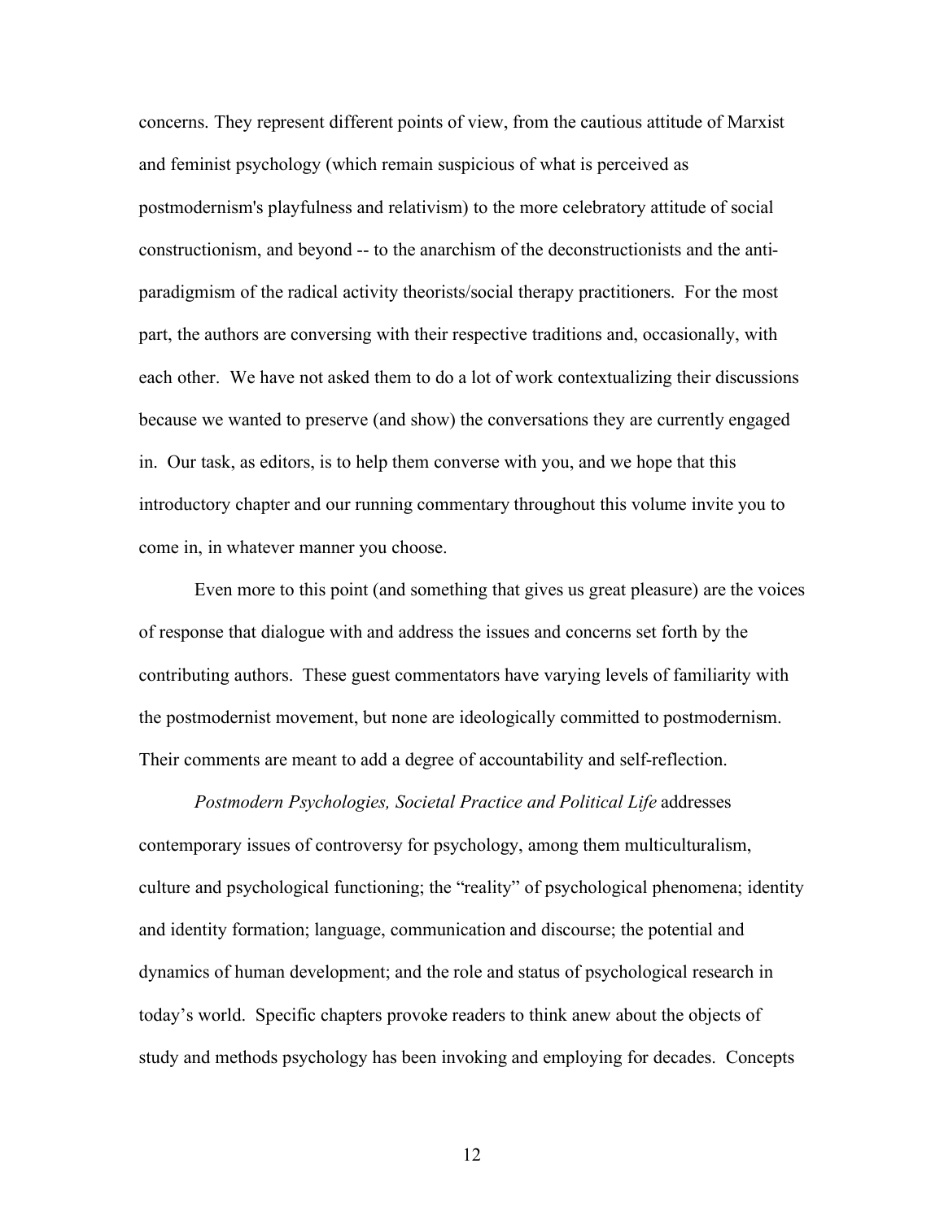concerns. They represent different points of view, from the cautious attitude of Marxist and feminist psychology (which remain suspicious of what is perceived as postmodernism's playfulness and relativism) to the more celebratory attitude of social constructionism, and beyond -- to the anarchism of the deconstructionists and the anti-paradigmism of the radical activity theorists/social therapy practitioners. For the most part, the authors are conversing with their respective traditions and, occasionally, with each other. We have not asked them to do a lot of work contextualizing their discussions because we wanted to preserve (and show) the conversations they are currently engaged in. Our task, as editors, is to help them converse with you, and we hope that this introductory chapter and our running commentary throughout this volume invite you to come in, in whatever manner you choose.

Even more to this point (and something that gives us great pleasure) are the voices of response that dialogue with and address the issues and concerns set forth by the contributing authors. These guest commentators have varying levels of familiarity with the postmodernist movement, but none are ideologically committed to postmodernism. Their comments are meant to add a degree of accountability and self-reflection.

*Postmodern Psychologies, Societal Practice and Political Life* addresses contemporary issues of controversy for psychology, among them multiculturalism, culture and psychological functioning; the "reality" of psychological phenomena; identity and identity formation; language, communication and discourse; the potential and dynamics of human development; and the role and status of psychological research in today's world. Specific chapters provoke readers to think anew about the objects of study and methods psychology has been invoking and employing for decades. Concepts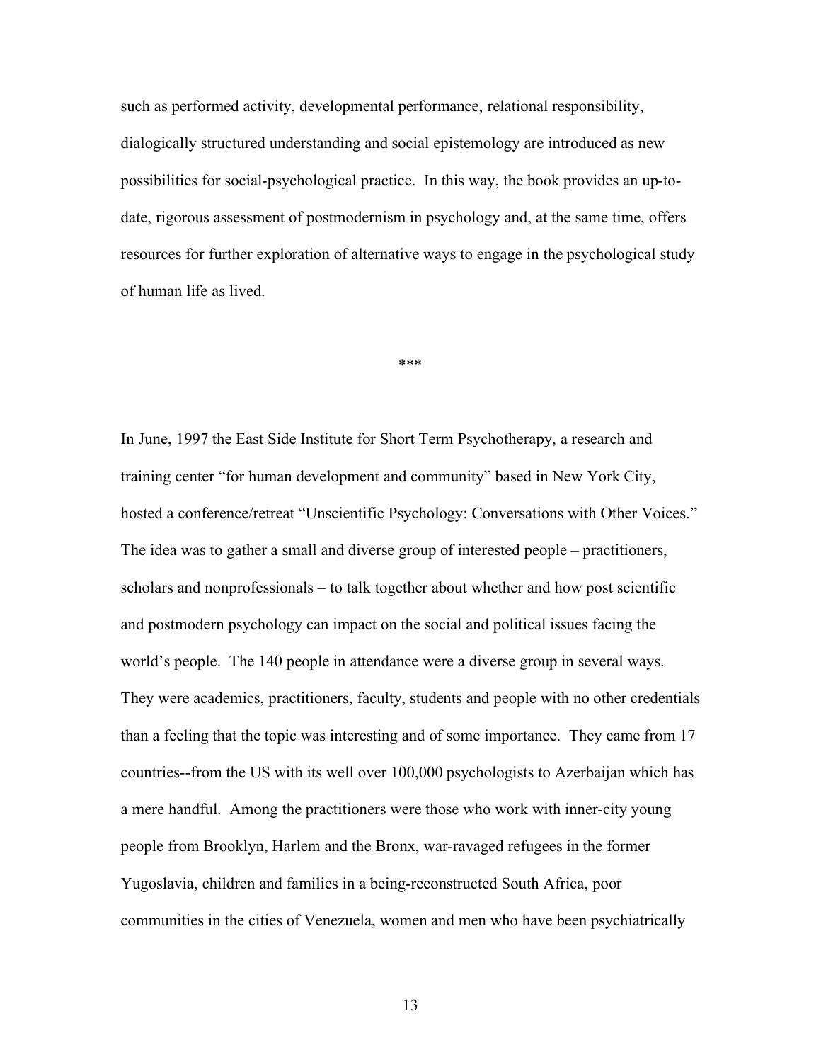such as performed activity, developmental performance, relational responsibility, dialogically structured understanding and social epistemology are introduced as new possibilities for social-psychological practice. In this way, the book provides an up-to-date, rigorous assessment of postmodernism in psychology and, at the same time, offers resources for further exploration of alternative ways to engage in the psychological study of human life as lived.

***

In June, 1997 the East Side Institute for Short Term Psychotherapy, a research and training center "for human development and community" based in New York City, hosted a conference/retreat "Unscientific Psychology: Conversations with Other Voices." The idea was to gather a small and diverse group of interested people – practitioners, scholars and nonprofessionals – to talk together about whether and how post scientific and postmodern psychology can impact on the social and political issues facing the world's people. The 140 people in attendance were a diverse group in several ways. They were academics, practitioners, faculty, students and people with no other credentials than a feeling that the topic was interesting and of some importance. They came from 17 countries--from the US with its well over 100,000 psychologists to Azerbaijan which has a mere handful. Among the practitioners were those who work with inner-city young people from Brooklyn, Harlem and the Bronx, war-ravaged refugees in the former Yugoslavia, children and families in a being-reconstructed South Africa, poor communities in the cities of Venezuela, women and men who have been psychiatrically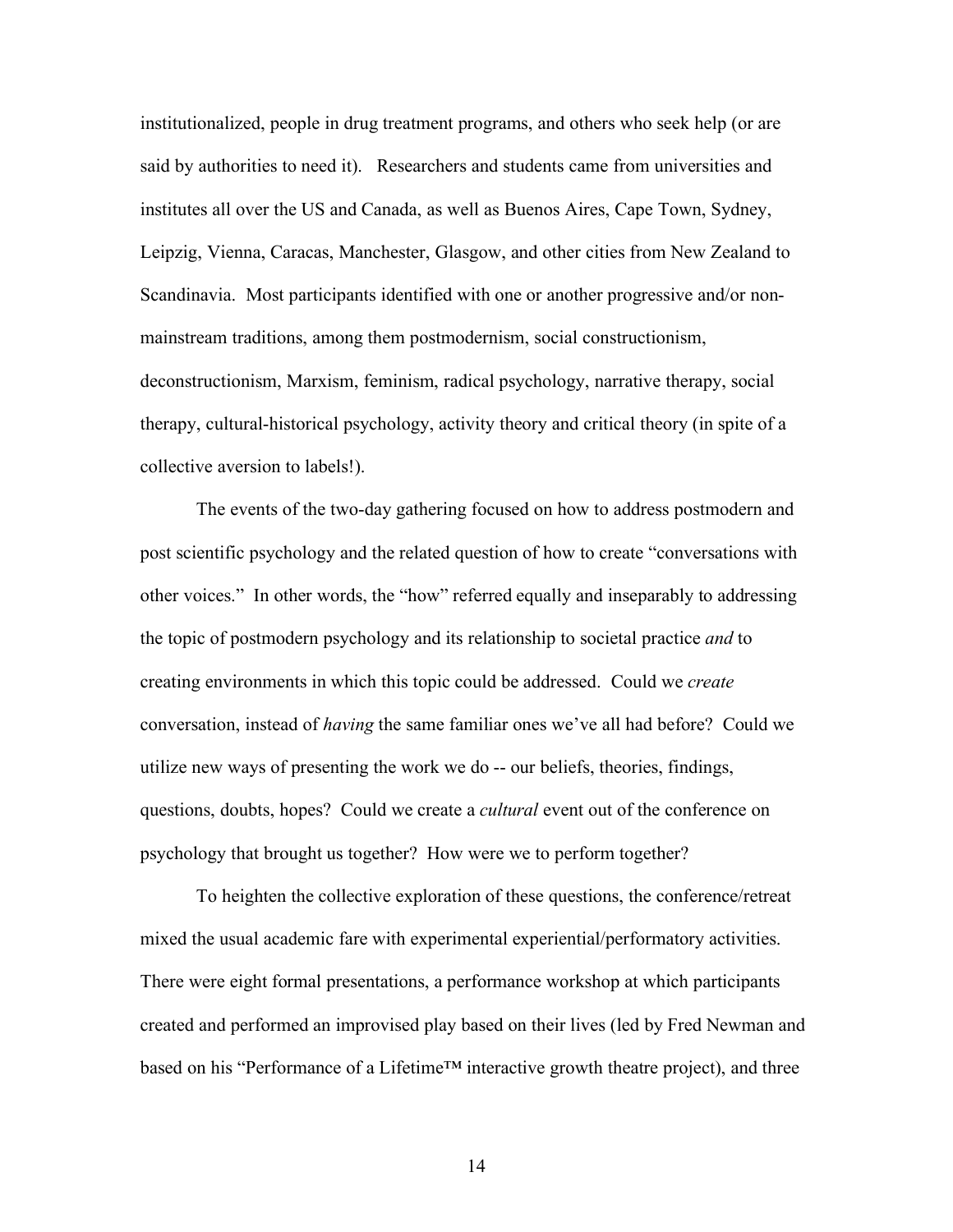institutionalized, people in drug treatment programs, and others who seek help (or are said by authorities to need it). Researchers and students came from universities and institutes all over the US and Canada, as well as Buenos Aires, Cape Town, Sydney, Leipzig, Vienna, Caracas, Manchester, Glasgow, and other cities from New Zealand to Scandinavia. Most participants identified with one or another progressive and/or non-mainstream traditions, among them postmodernism, social constructionism, deconstructionism, Marxism, feminism, radical psychology, narrative therapy, social therapy, cultural-historical psychology, activity theory and critical theory (in spite of a collective aversion to labels!).

The events of the two-day gathering focused on how to address postmodern and post scientific psychology and the related question of how to create "conversations with other voices." In other words, the "how" referred equally and inseparably to addressing the topic of postmodern psychology and its relationship to societal practice *and* to creating environments in which this topic could be addressed. Could we *create* conversation, instead of *having* the same familiar ones we've all had before? Could we utilize new ways of presenting the work we do -- our beliefs, theories, findings, questions, doubts, hopes? Could we create a *cultural* event out of the conference on psychology that brought us together? How were we to perform together?

To heighten the collective exploration of these questions, the conference/retreat mixed the usual academic fare with experimental experiential/performatory activities. There were eight formal presentations, a performance workshop at which participants created and performed an improvised play based on their lives (led by Fred Newman and based on his "Performance of a Lifetime™ interactive growth theatre project), and three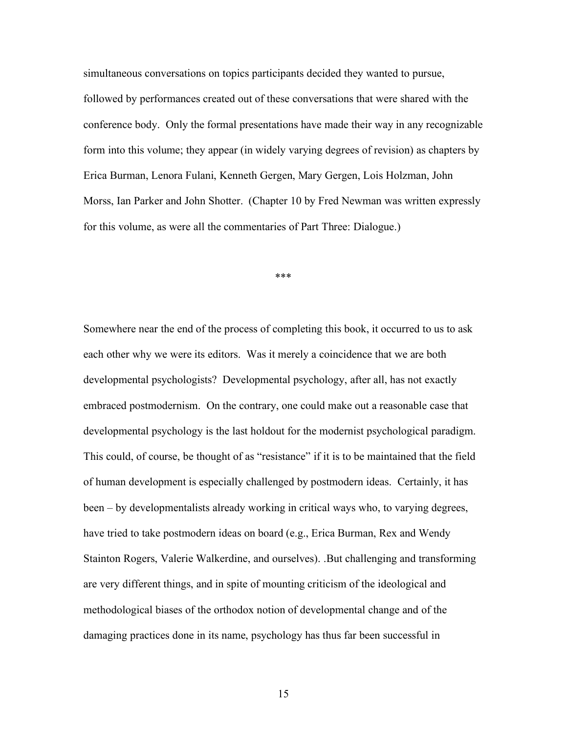simultaneous conversations on topics participants decided they wanted to pursue, followed by performances created out of these conversations that were shared with the conference body. Only the formal presentations have made their way in any recognizable form into this volume; they appear (in widely varying degrees of revision) as chapters by Erica Burman, Lenora Fulani, Kenneth Gergen, Mary Gergen, Lois Holzman, John Morss, Ian Parker and John Shotter. (Chapter 10 by Fred Newman was written expressly for this volume, as were all the commentaries of Part Three: Dialogue.)

***

Somewhere near the end of the process of completing this book, it occurred to us to ask each other why we were its editors. Was it merely a coincidence that we are both developmental psychologists? Developmental psychology, after all, has not exactly embraced postmodernism. On the contrary, one could make out a reasonable case that developmental psychology is the last holdout for the modernist psychological paradigm. This could, of course, be thought of as "resistance" if it is to be maintained that the field of human development is especially challenged by postmodern ideas. Certainly, it has been – by developmentalists already working in critical ways who, to varying degrees, have tried to take postmodern ideas on board (e.g., Erica Burman, Rex and Wendy Stainton Rogers, Valerie Walkerdine, and ourselves). .But challenging and transforming are very different things, and in spite of mounting criticism of the ideological and methodological biases of the orthodox notion of developmental change and of the damaging practices done in its name, psychology has thus far been successful in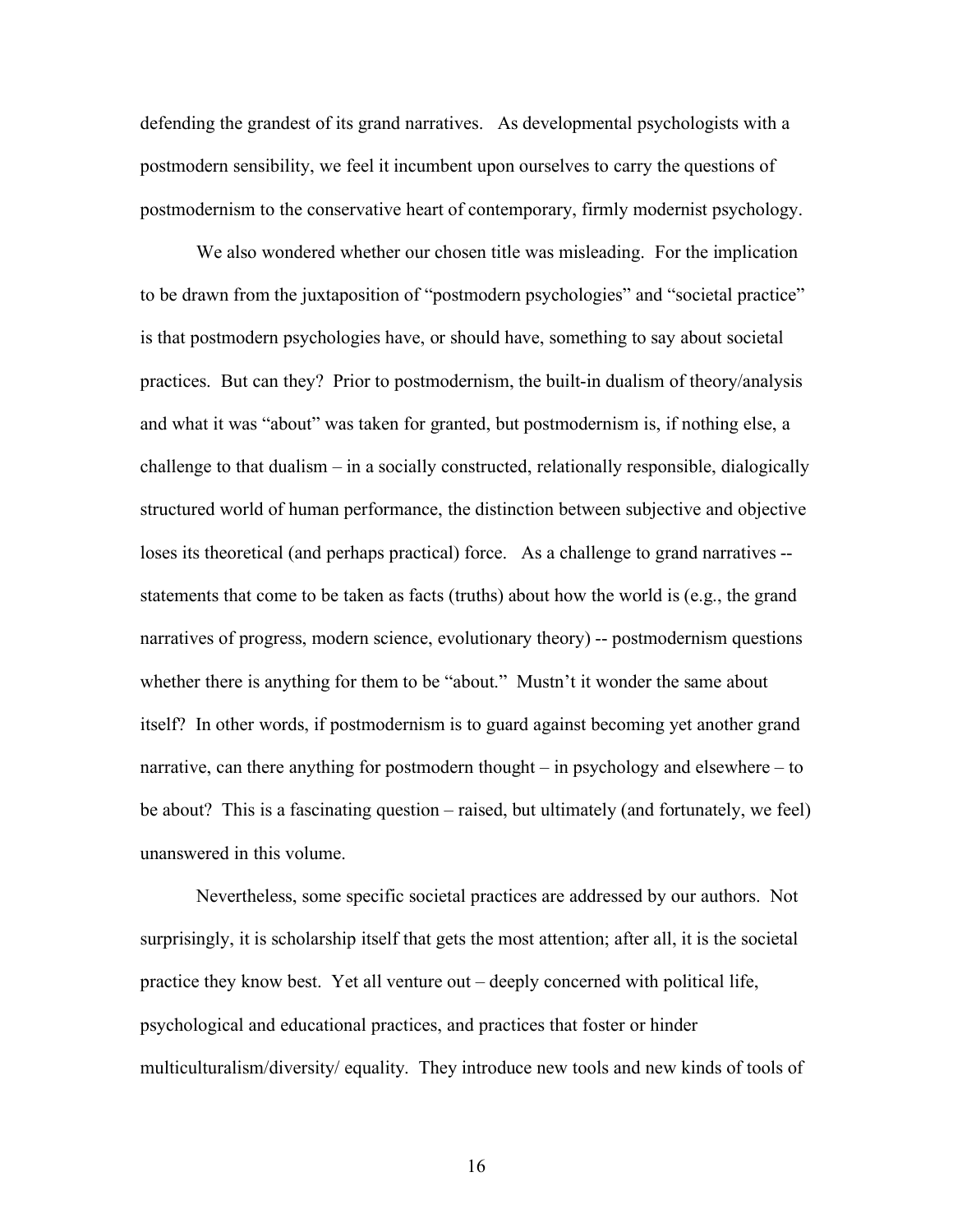defending the grandest of its grand narratives. As developmental psychologists with a postmodern sensibility, we feel it incumbent upon ourselves to carry the questions of postmodernism to the conservative heart of contemporary, firmly modernist psychology.

We also wondered whether our chosen title was misleading. For the implication to be drawn from the juxtaposition of "postmodern psychologies" and "societal practice" is that postmodern psychologies have, or should have, something to say about societal practices. But can they? Prior to postmodernism, the built-in dualism of theory/analysis and what it was "about" was taken for granted, but postmodernism is, if nothing else, a challenge to that dualism – in a socially constructed, relationally responsible, dialogically structured world of human performance, the distinction between subjective and objective loses its theoretical (and perhaps practical) force. As a challenge to grand narratives -- statements that come to be taken as facts (truths) about how the world is (e.g., the grand narratives of progress, modern science, evolutionary theory) -- postmodernism questions whether there is anything for them to be "about." Mustn't it wonder the same about itself? In other words, if postmodernism is to guard against becoming yet another grand narrative, can there anything for postmodern thought – in psychology and elsewhere – to be about? This is a fascinating question – raised, but ultimately (and fortunately, we feel) unanswered in this volume.

Nevertheless, some specific societal practices are addressed by our authors. Not surprisingly, it is scholarship itself that gets the most attention; after all, it is the societal practice they know best. Yet all venture out – deeply concerned with political life, psychological and educational practices, and practices that foster or hinder multiculturalism/diversity/ equality. They introduce new tools and new kinds of tools of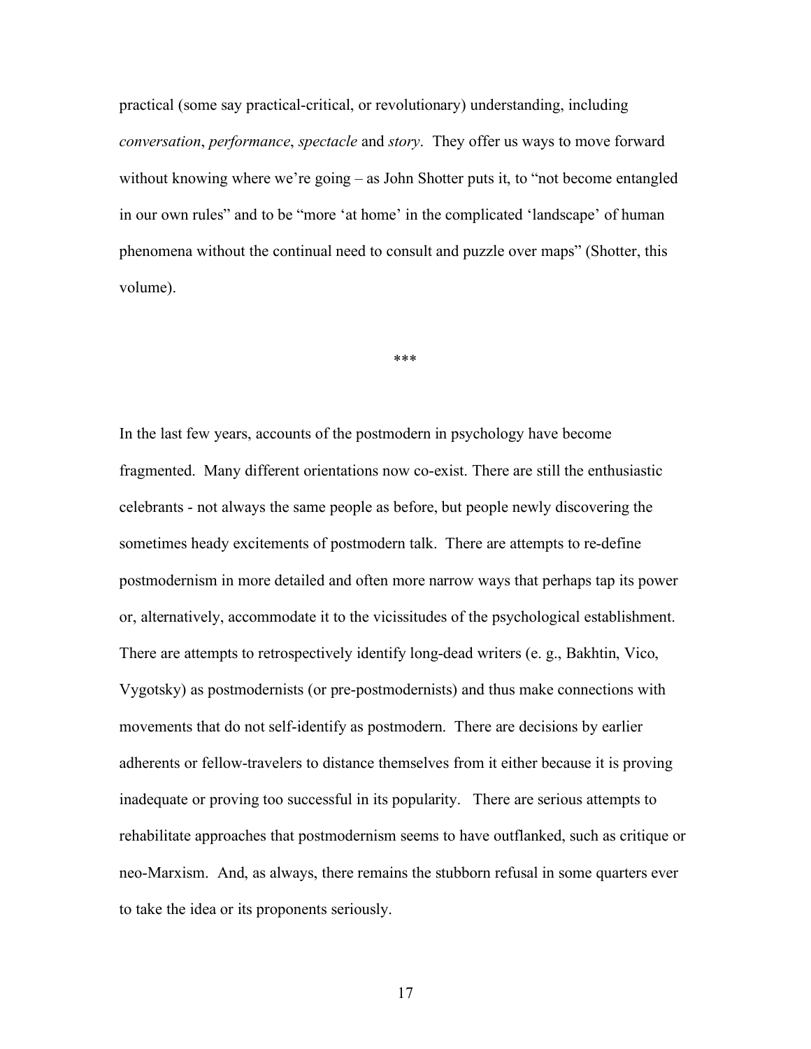practical (some say practical-critical, or revolutionary) understanding, including *conversation*, *performance*, *spectacle* and *story*. They offer us ways to move forward without knowing where we're going – as John Shotter puts it, to "not become entangled in our own rules" and to be "more 'at home' in the complicated 'landscape' of human phenomena without the continual need to consult and puzzle over maps" (Shotter, this volume).

***

In the last few years, accounts of the postmodern in psychology have become fragmented. Many different orientations now co-exist. There are still the enthusiastic celebrants - not always the same people as before, but people newly discovering the sometimes heady excitements of postmodern talk. There are attempts to re-define postmodernism in more detailed and often more narrow ways that perhaps tap its power or, alternatively, accommodate it to the vicissitudes of the psychological establishment. There are attempts to retrospectively identify long-dead writers (e. g., Bakhtin, Vico, Vygotsky) as postmodernists (or pre-postmodernists) and thus make connections with movements that do not self-identify as postmodern. There are decisions by earlier adherents or fellow-travelers to distance themselves from it either because it is proving inadequate or proving too successful in its popularity. There are serious attempts to rehabilitate approaches that postmodernism seems to have outflanked, such as critique or neo-Marxism. And, as always, there remains the stubborn refusal in some quarters ever to take the idea or its proponents seriously.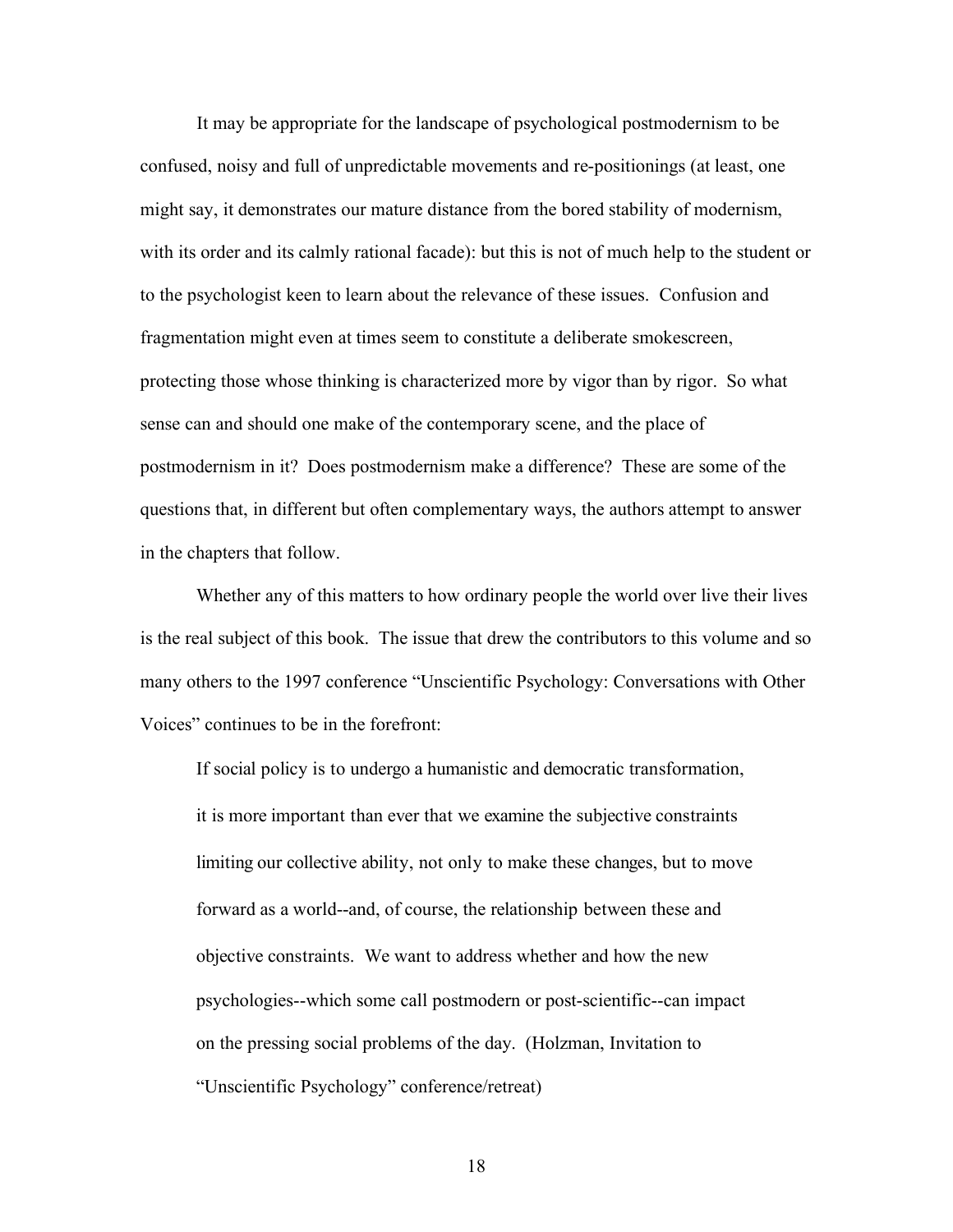It may be appropriate for the landscape of psychological postmodernism to be confused, noisy and full of unpredictable movements and re-positionings (at least, one might say, it demonstrates our mature distance from the bored stability of modernism, with its order and its calmly rational facade): but this is not of much help to the student or to the psychologist keen to learn about the relevance of these issues. Confusion and fragmentation might even at times seem to constitute a deliberate smokescreen, protecting those whose thinking is characterized more by vigor than by rigor. So what sense can and should one make of the contemporary scene, and the place of postmodernism in it? Does postmodernism make a difference? These are some of the questions that, in different but often complementary ways, the authors attempt to answer in the chapters that follow.

Whether any of this matters to how ordinary people the world over live their lives is the real subject of this book. The issue that drew the contributors to this volume and so many others to the 1997 conference "Unscientific Psychology: Conversations with Other Voices" continues to be in the forefront:

> If social policy is to undergo a humanistic and democratic transformation, it is more important than ever that we examine the subjective constraints limiting our collective ability, not only to make these changes, but to move forward as a world--and, of course, the relationship between these and objective constraints. We want to address whether and how the new psychologies--which some call postmodern or post-scientific--can impact on the pressing social problems of the day. (Holzman, Invitation to "Unscientific Psychology" conference/retreat)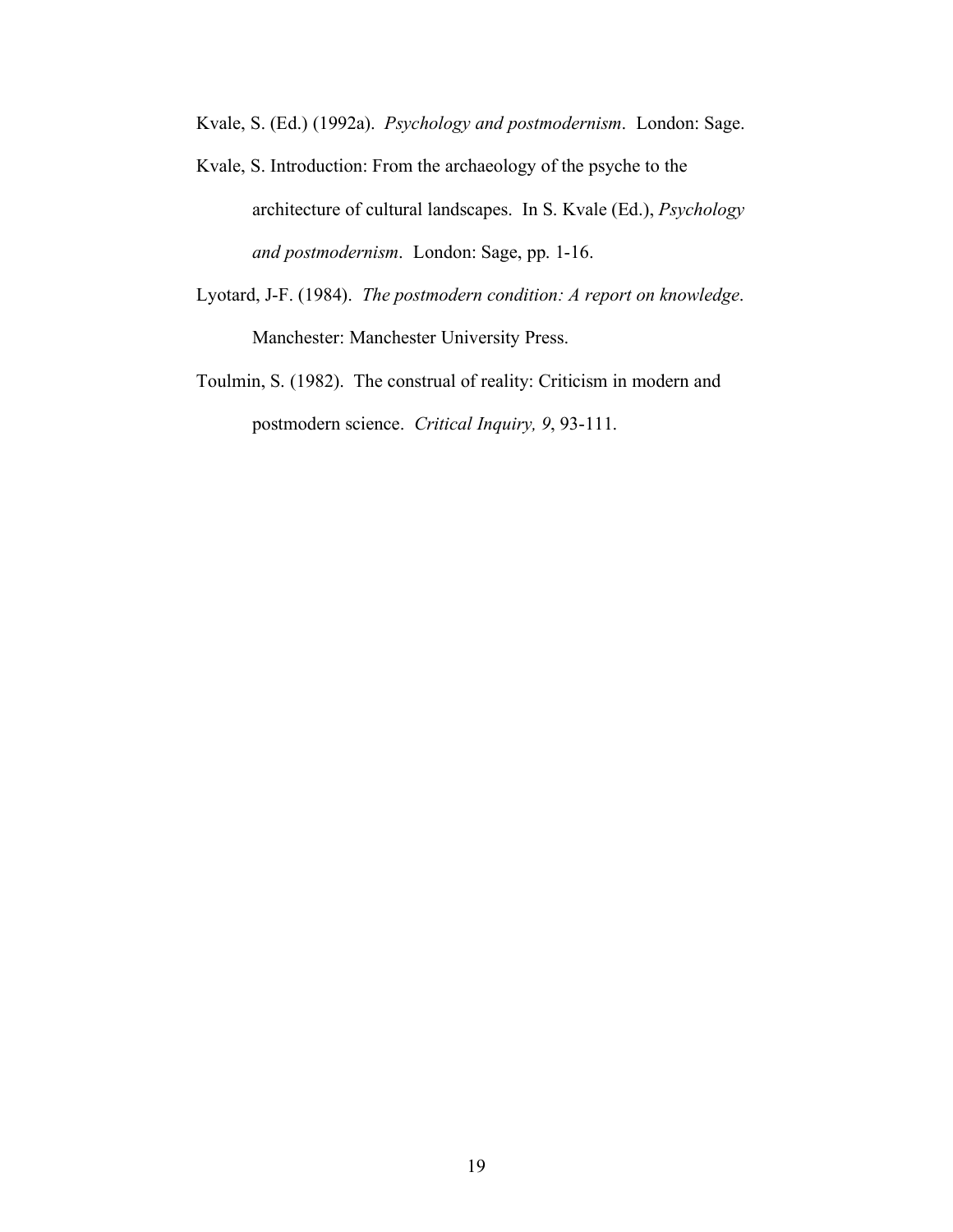Kvale, S. (Ed.) (1992a). *Psychology and postmodernism*. London: Sage.

Kvale, S. Introduction: From the archaeology of the psyche to the architecture of cultural landscapes. In S. Kvale (Ed.), *Psychology and postmodernism*. London: Sage, pp. 1-16.

Lyotard, J-F. (1984). *The postmodern condition: A report on knowledge*. Manchester: Manchester University Press.

Toulmin, S. (1982). The construal of reality: Criticism in modern and postmodern science. *Critical Inquiry, 9*, 93-111.